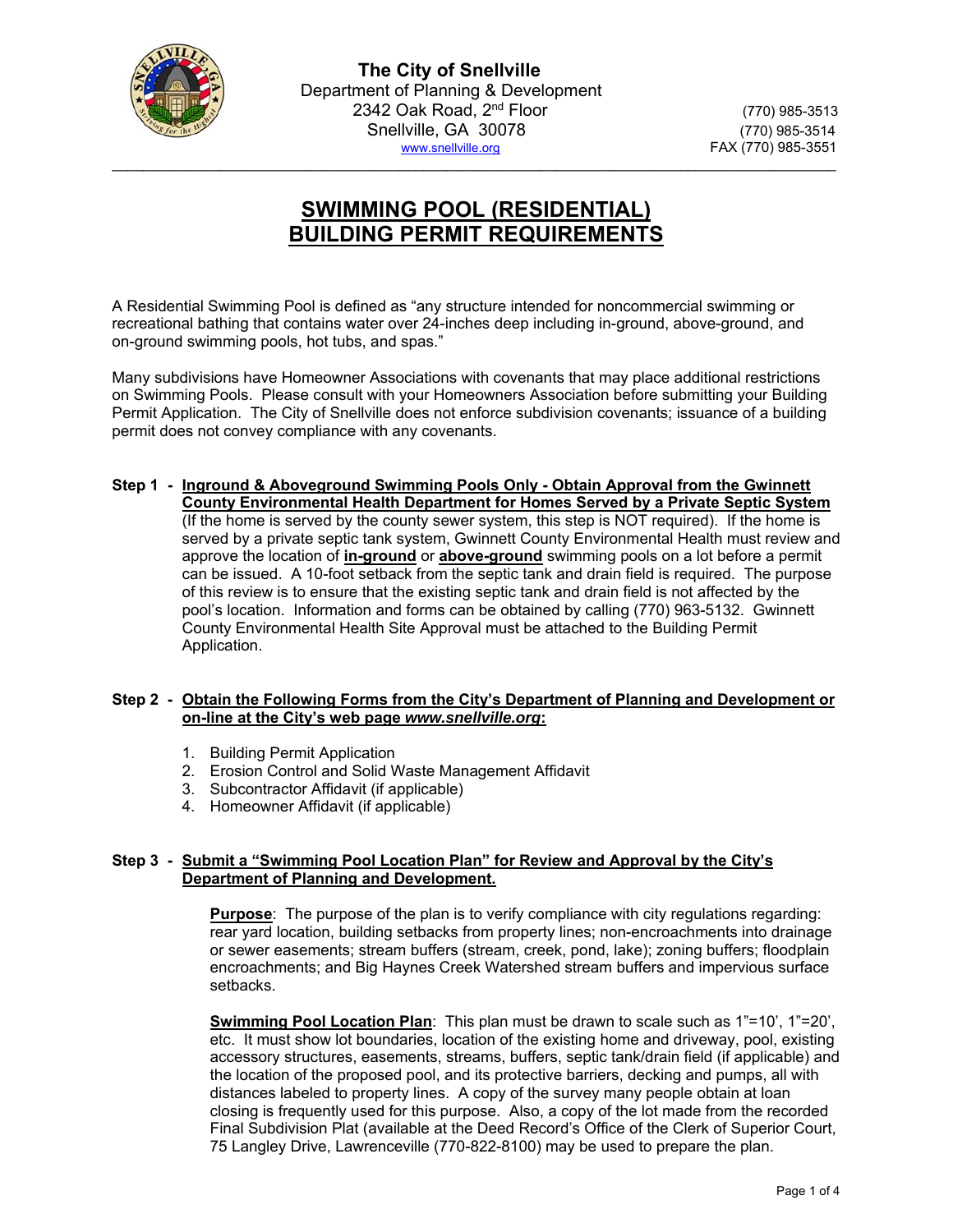**The City of Snellville**
Department of Planning & Development
2342 Oak Road, 2nd Floor
Snellville, GA 30078
www.snellville.org

(770) 985-3513
(770) 985-3514
FAX (770) 985-3551

# SWIMMING POOL (RESIDENTIAL) BUILDING PERMIT REQUIREMENTS

A Residential Swimming Pool is defined as "any structure intended for noncommercial swimming or recreational bathing that contains water over 24-inches deep including in-ground, above-ground, and on-ground swimming pools, hot tubs, and spas."

Many subdivisions have Homeowner Associations with covenants that may place additional restrictions on Swimming Pools. Please consult with your Homeowners Association before submitting your Building Permit Application. The City of Snellville does not enforce subdivision covenants; issuance of a building permit does not convey compliance with any covenants.

**Step 1 - Inground & Aboveground Swimming Pools Only - Obtain Approval from the Gwinnett County Environmental Health Department for Homes Served by a Private Septic System**
(If the home is served by the county sewer system, this step is NOT required). If the home is served by a private septic tank system, Gwinnett County Environmental Health must review and approve the location of **in-ground** or **above-ground** swimming pools on a lot before a permit can be issued. A 10-foot setback from the septic tank and drain field is required. The purpose of this review is to ensure that the existing septic tank and drain field is not affected by the pool's location. Information and forms can be obtained by calling (770) 963-5132. Gwinnett County Environmental Health Site Approval must be attached to the Building Permit Application.

**Step 2 - Obtain the Following Forms from the City's Department of Planning and Development or on-line at the City's web page *www.snellville.org*:**

1. Building Permit Application
2. Erosion Control and Solid Waste Management Affidavit
3. Subcontractor Affidavit (if applicable)
4. Homeowner Affidavit (if applicable)

**Step 3 - Submit a "Swimming Pool Location Plan" for Review and Approval by the City's Department of Planning and Development.**

**Purpose**: The purpose of the plan is to verify compliance with city regulations regarding: rear yard location, building setbacks from property lines; non-encroachments into drainage or sewer easements; stream buffers (stream, creek, pond, lake); zoning buffers; floodplain encroachments; and Big Haynes Creek Watershed stream buffers and impervious surface setbacks.

**Swimming Pool Location Plan**: This plan must be drawn to scale such as 1"=10', 1"=20', etc. It must show lot boundaries, location of the existing home and driveway, pool, existing accessory structures, easements, streams, buffers, septic tank/drain field (if applicable) and the location of the proposed pool, and its protective barriers, decking and pumps, all with distances labeled to property lines. A copy of the survey many people obtain at loan closing is frequently used for this purpose. Also, a copy of the lot made from the recorded Final Subdivision Plat (available at the Deed Record's Office of the Clerk of Superior Court, 75 Langley Drive, Lawrenceville (770-822-8100) may be used to prepare the plan.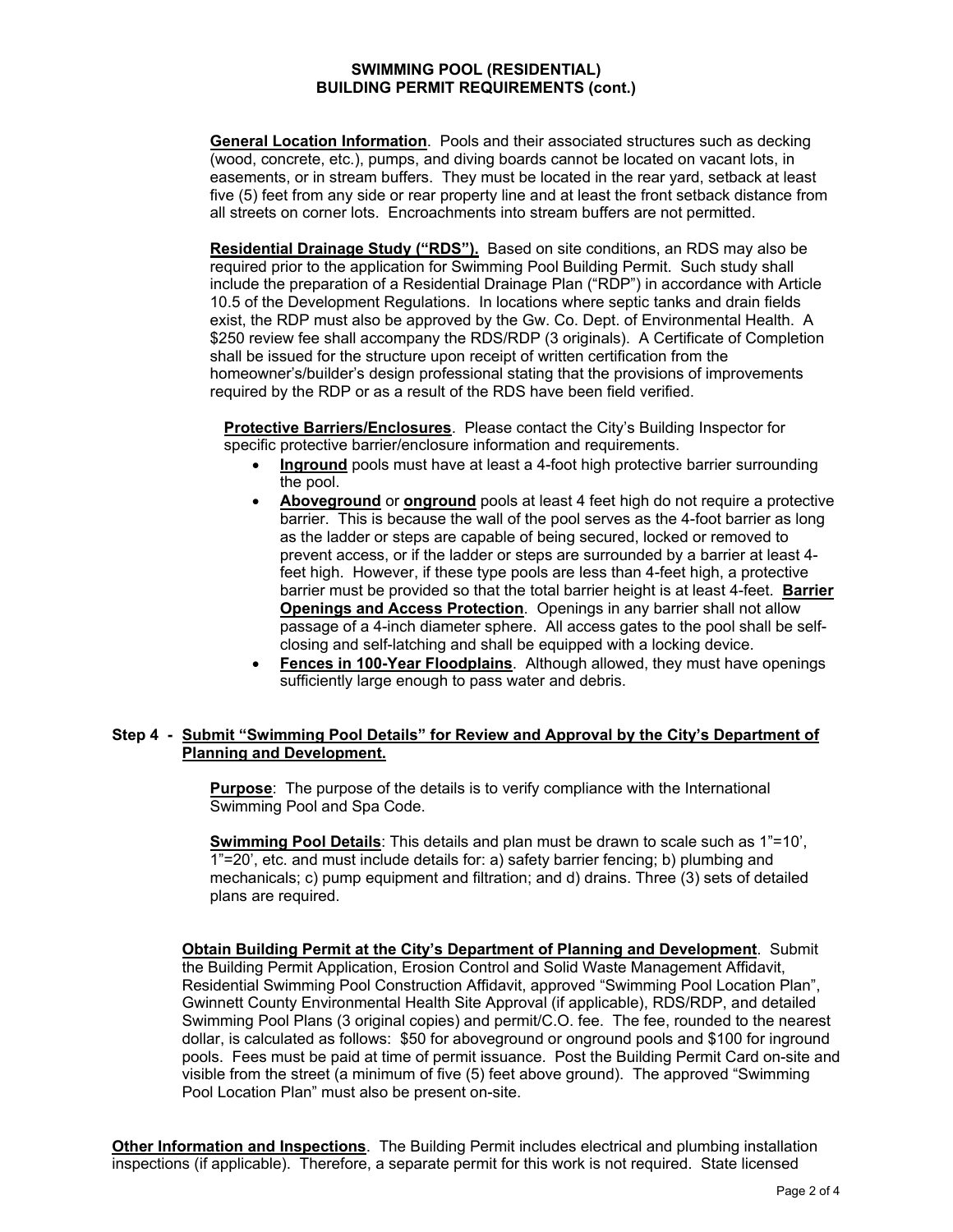## SWIMMING POOL (RESIDENTIAL) BUILDING PERMIT REQUIREMENTS (cont.)

**General Location Information**. Pools and their associated structures such as decking (wood, concrete, etc.), pumps, and diving boards cannot be located on vacant lots, in easements, or in stream buffers. They must be located in the rear yard, setback at least five (5) feet from any side or rear property line and at least the front setback distance from all streets on corner lots. Encroachments into stream buffers are not permitted.

**Residential Drainage Study ("RDS").** Based on site conditions, an RDS may also be required prior to the application for Swimming Pool Building Permit. Such study shall include the preparation of a Residential Drainage Plan ("RDP") in accordance with Article 10.5 of the Development Regulations. In locations where septic tanks and drain fields exist, the RDP must also be approved by the Gw. Co. Dept. of Environmental Health. A $250 review fee shall accompany the RDS/RDP (3 originals). A Certificate of Completion shall be issued for the structure upon receipt of written certification from the homeowner's/builder's design professional stating that the provisions of improvements required by the RDP or as a result of the RDS have been field verified.

**Protective Barriers/Enclosures**. Please contact the City's Building Inspector for specific protective barrier/enclosure information and requirements.

- **Inground** pools must have at least a 4-foot high protective barrier surrounding the pool.
- **Aboveground** or **onground** pools at least 4 feet high do not require a protective barrier. This is because the wall of the pool serves as the 4-foot barrier as long as the ladder or steps are capable of being secured, locked or removed to prevent access, or if the ladder or steps are surrounded by a barrier at least 4-feet high. However, if these type pools are less than 4-feet high, a protective barrier must be provided so that the total barrier height is at least 4-feet. **Barrier Openings and Access Protection**. Openings in any barrier shall not allow passage of a 4-inch diameter sphere. All access gates to the pool shall be self-closing and self-latching and shall be equipped with a locking device.
- **Fences in 100-Year Floodplains**. Although allowed, they must have openings sufficiently large enough to pass water and debris.

### Step 4 - Submit "Swimming Pool Details" for Review and Approval by the City's Department of Planning and Development.

**Purpose**: The purpose of the details is to verify compliance with the International Swimming Pool and Spa Code.

**Swimming Pool Details**: This details and plan must be drawn to scale such as 1"=10', 1"=20', etc. and must include details for: a) safety barrier fencing; b) plumbing and mechanicals; c) pump equipment and filtration; and d) drains. Three (3) sets of detailed plans are required.

**Obtain Building Permit at the City's Department of Planning and Development**. Submit the Building Permit Application, Erosion Control and Solid Waste Management Affidavit, Residential Swimming Pool Construction Affidavit, approved "Swimming Pool Location Plan", Gwinnett County Environmental Health Site Approval (if applicable), RDS/RDP, and detailed Swimming Pool Plans (3 original copies) and permit/C.O. fee. The fee, rounded to the nearest dollar, is calculated as follows: $50 for aboveground or onground pools and $100 for inground pools. Fees must be paid at time of permit issuance. Post the Building Permit Card on-site and visible from the street (a minimum of five (5) feet above ground). The approved "Swimming Pool Location Plan" must also be present on-site.

**Other Information and Inspections**. The Building Permit includes electrical and plumbing installation inspections (if applicable). Therefore, a separate permit for this work is not required. State licensed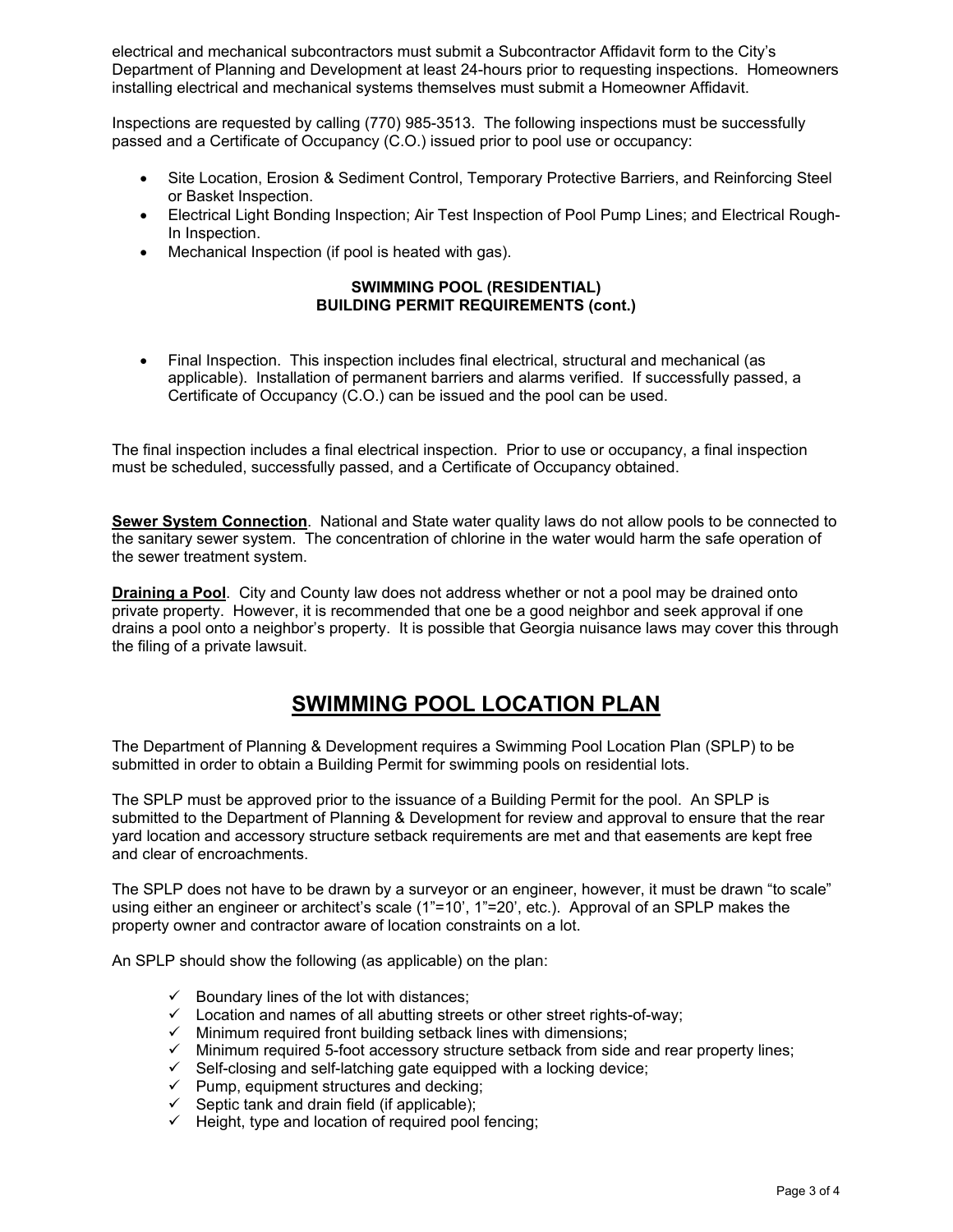electrical and mechanical subcontractors must submit a Subcontractor Affidavit form to the City's Department of Planning and Development at least 24-hours prior to requesting inspections. Homeowners installing electrical and mechanical systems themselves must submit a Homeowner Affidavit.

Inspections are requested by calling (770) 985-3513. The following inspections must be successfully passed and a Certificate of Occupancy (C.O.) issued prior to pool use or occupancy:

- Site Location, Erosion & Sediment Control, Temporary Protective Barriers, and Reinforcing Steel or Basket Inspection.
- Electrical Light Bonding Inspection; Air Test Inspection of Pool Pump Lines; and Electrical Rough-In Inspection.
- Mechanical Inspection (if pool is heated with gas).

**SWIMMING POOL (RESIDENTIAL)**
**BUILDING PERMIT REQUIREMENTS (cont.)**

- Final Inspection. This inspection includes final electrical, structural and mechanical (as applicable). Installation of permanent barriers and alarms verified. If successfully passed, a Certificate of Occupancy (C.O.) can be issued and the pool can be used.

The final inspection includes a final electrical inspection. Prior to use or occupancy, a final inspection must be scheduled, successfully passed, and a Certificate of Occupancy obtained.

**Sewer System Connection**. National and State water quality laws do not allow pools to be connected to the sanitary sewer system. The concentration of chlorine in the water would harm the safe operation of the sewer treatment system.

**Draining a Pool**. City and County law does not address whether or not a pool may be drained onto private property. However, it is recommended that one be a good neighbor and seek approval if one drains a pool onto a neighbor's property. It is possible that Georgia nuisance laws may cover this through the filing of a private lawsuit.

# SWIMMING POOL LOCATION PLAN

The Department of Planning & Development requires a Swimming Pool Location Plan (SPLP) to be submitted in order to obtain a Building Permit for swimming pools on residential lots.

The SPLP must be approved prior to the issuance of a Building Permit for the pool. An SPLP is submitted to the Department of Planning & Development for review and approval to ensure that the rear yard location and accessory structure setback requirements are met and that easements are kept free and clear of encroachments.

The SPLP does not have to be drawn by a surveyor or an engineer, however, it must be drawn "to scale" using either an engineer or architect's scale (1"=10', 1"=20', etc.). Approval of an SPLP makes the property owner and contractor aware of location constraints on a lot.

An SPLP should show the following (as applicable) on the plan:

- ✓ Boundary lines of the lot with distances;
- ✓ Location and names of all abutting streets or other street rights-of-way;
- ✓ Minimum required front building setback lines with dimensions;
- ✓ Minimum required 5-foot accessory structure setback from side and rear property lines;
- ✓ Self-closing and self-latching gate equipped with a locking device;
- ✓ Pump, equipment structures and decking;
- ✓ Septic tank and drain field (if applicable);
- ✓ Height, type and location of required pool fencing;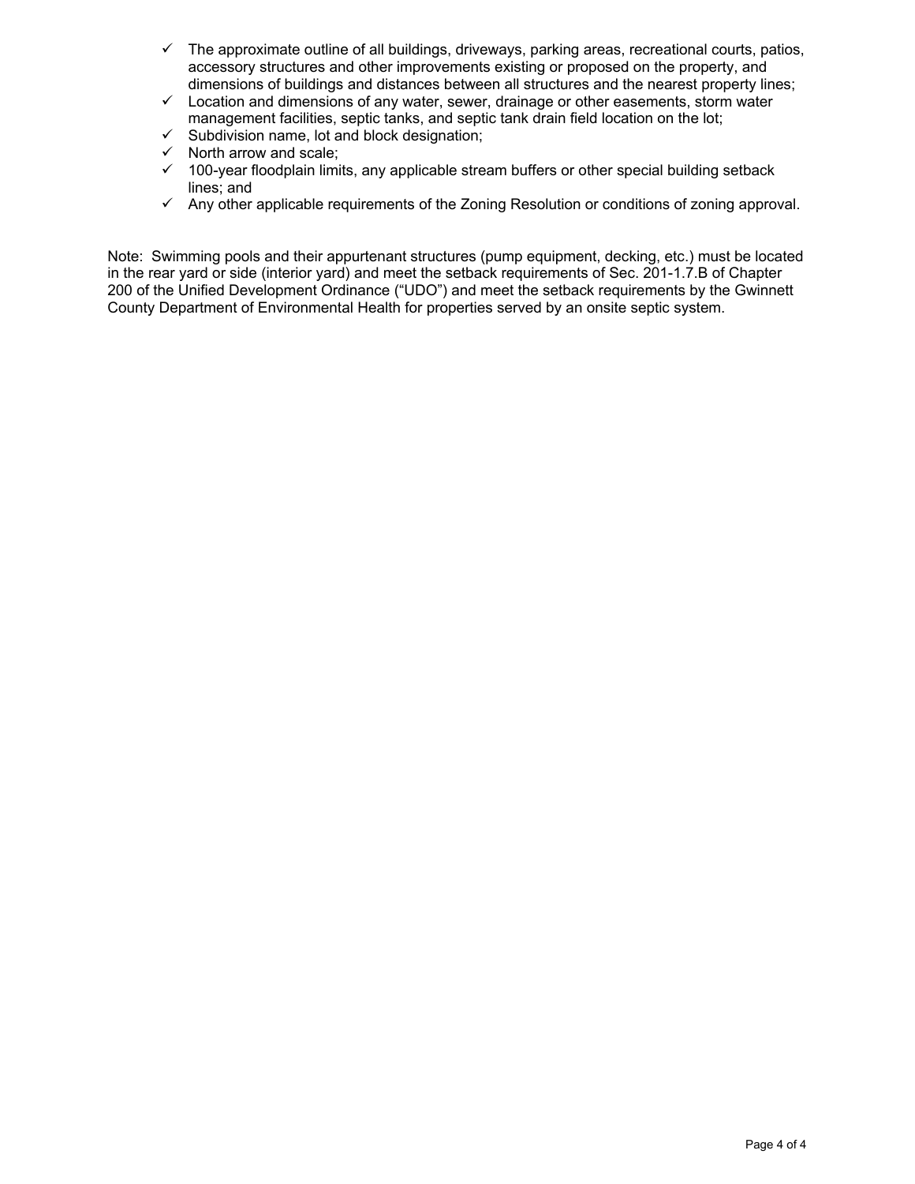- ✓ The approximate outline of all buildings, driveways, parking areas, recreational courts, patios, accessory structures and other improvements existing or proposed on the property, and dimensions of buildings and distances between all structures and the nearest property lines;
- ✓ Location and dimensions of any water, sewer, drainage or other easements, storm water management facilities, septic tanks, and septic tank drain field location on the lot;
- ✓ Subdivision name, lot and block designation;
- ✓ North arrow and scale;
- ✓ 100-year floodplain limits, any applicable stream buffers or other special building setback lines; and
- ✓ Any other applicable requirements of the Zoning Resolution or conditions of zoning approval.

Note: Swimming pools and their appurtenant structures (pump equipment, decking, etc.) must be located in the rear yard or side (interior yard) and meet the setback requirements of Sec. 201-1.7.B of Chapter 200 of the Unified Development Ordinance ("UDO") and meet the setback requirements by the Gwinnett County Department of Environmental Health for properties served by an onsite septic system.